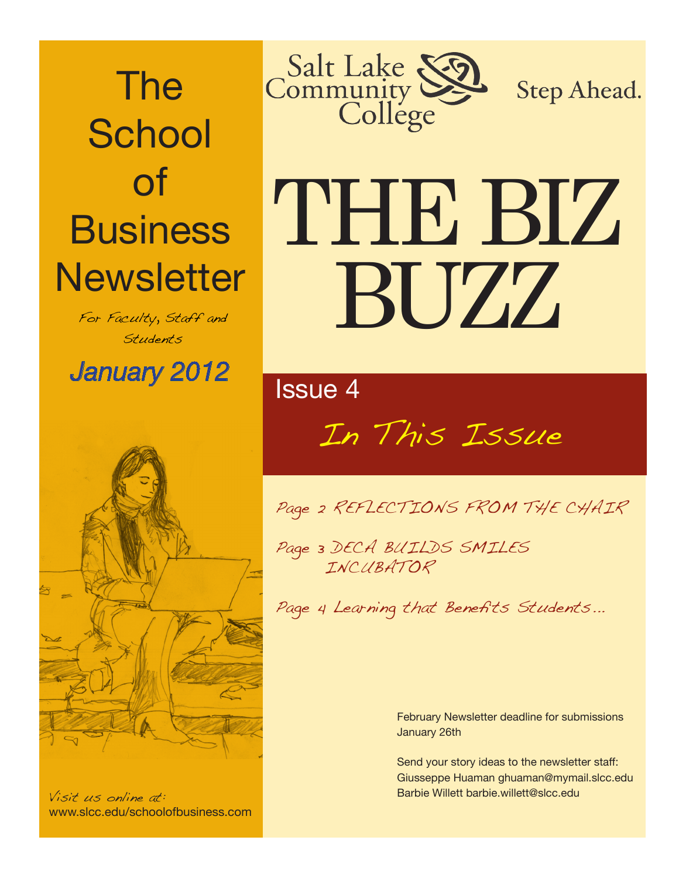# The School of Business Newsletter

*For Faculty, Staff and Students*

**January 2012**

Salt Lake Community College

Step Ahead.

# THE BIZ BUZZ

## Issue 4

### In This Issue

Page 2 REFLECTIONS FROM THE CHAIR

Page 3 DECA BUILDS SMILES INCUBATOR

Page 4 Learning that Benefits Students...

February Newsletter deadline for submissions January 26th

Send your story ideas to the newsletter staff:
Giusseppe Huaman ghuaman@mymail.slcc.edu
Barbie Willett barbie.willett@slcc.edu

Visit us online at:
www.slcc.edu/schoolofbusiness.com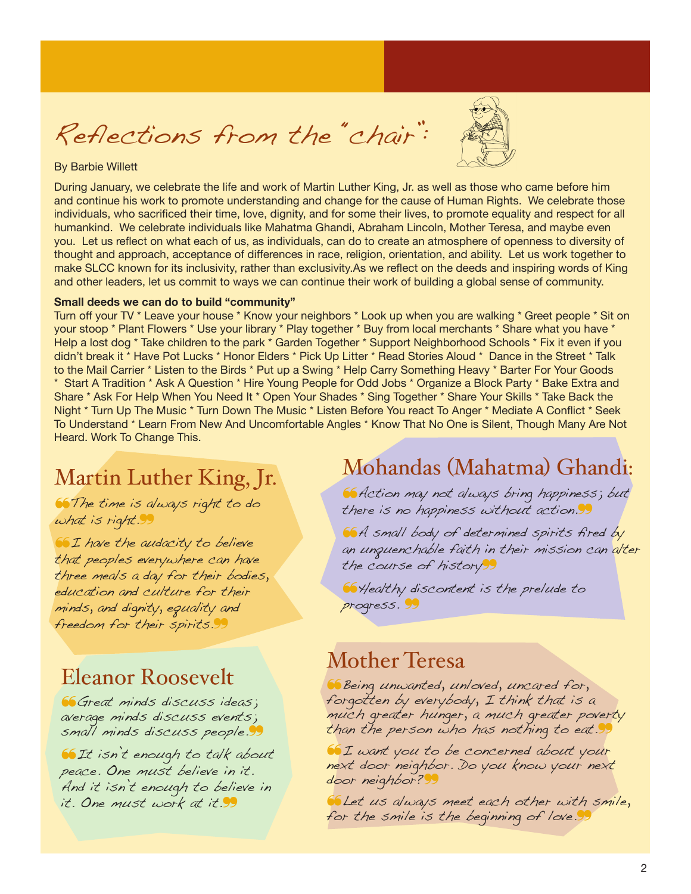／# Reflections from the "chair":

By Barbie Willett

During January, we celebrate the life and work of Martin Luther King, Jr. as well as those who came before him and continue his work to promote understanding and change for the cause of Human Rights. We celebrate those individuals, who sacrificed their time, love, dignity, and for some their lives, to promote equality and respect for all humankind. We celebrate individuals like Mahatma Ghandi, Abraham Lincoln, Mother Teresa, and maybe even you. Let us reflect on what each of us, as individuals, can do to create an atmosphere of openness to diversity of thought and approach, acceptance of differences in race, religion, orientation, and ability. Let us work together to make SLCC known for its inclusivity, rather than exclusivity.As we reflect on the deeds and inspiring words of King and other leaders, let us commit to ways we can continue their work of building a global sense of community.

**Small deeds we can do to build "community"**

Turn off your TV * Leave your house * Know your neighbors * Look up when you are walking * Greet people * Sit on your stoop * Plant Flowers * Use your library * Play together * Buy from local merchants * Share what you have * Help a lost dog * Take children to the park * Garden Together * Support Neighborhood Schools * Fix it even if you didn't break it * Have Pot Lucks * Honor Elders * Pick Up Litter * Read Stories Aloud * Dance in the Street * Talk to the Mail Carrier * Listen to the Birds * Put up a Swing * Help Carry Something Heavy * Barter For Your Goods * Start A Tradition * Ask A Question * Hire Young People for Odd Jobs * Organize a Block Party * Bake Extra and Share * Ask For Help When You Need It * Open Your Shades * Sing Together * Share Your Skills * Take Back the Night * Turn Up The Music * Turn Down The Music * Listen Before You react To Anger * Mediate A Conflict * Seek To Understand * Learn From New And Uncomfortable Angles * Know That No One is Silent, Though Many Are Not Heard. Work To Change This.

## Martin Luther King, Jr.

"The time is always right to do what is right."

"I have the audacity to believe that peoples everywhere can have three meals a day for their bodies, education and culture for their minds, and dignity, equality and freedom for their spirits."

## Eleanor Roosevelt

"Great minds discuss ideas; average minds discuss events; small minds discuss people."

"It isn't enough to talk about peace. One must believe in it. And it isn't enough to believe in it. One must work at it."

## Mohandas (Mahatma) Ghandi:

"Action may not always bring happiness; but there is no happiness without action."

"A small body of determined spirits fired by an unquenchable faith in their mission can alter the course of history"

"Healthy discontent is the prelude to progress."

## Mother Teresa

"Being unwanted, unloved, uncared for, forgotten by everybody, I think that is a much greater hunger, a much greater poverty than the person who has nothing to eat."

"I want you to be concerned about your next door neighbor. Do you know your next door neighbor?"

"Let us always meet each other with smile, for the smile is the beginning of love."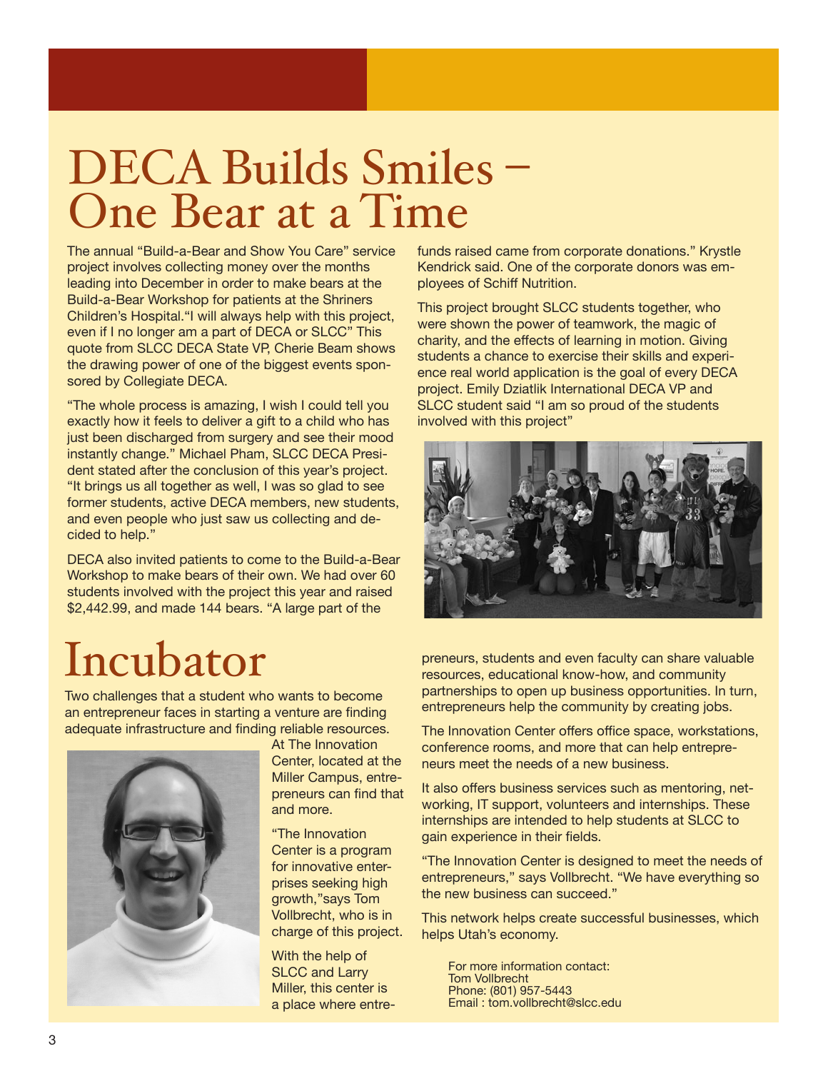# DECA Builds Smiles – One Bear at a Time

The annual "Build-a-Bear and Show You Care" service project involves collecting money over the months leading into December in order to make bears at the Build-a-Bear Workshop for patients at the Shriners Children's Hospital."I will always help with this project, even if I no longer am a part of DECA or SLCC" This quote from SLCC DECA State VP, Cherie Beam shows the drawing power of one of the biggest events sponsored by Collegiate DECA.

"The whole process is amazing, I wish I could tell you exactly how it feels to deliver a gift to a child who has just been discharged from surgery and see their mood instantly change." Michael Pham, SLCC DECA President stated after the conclusion of this year's project. "It brings us all together as well, I was so glad to see former students, active DECA members, new students, and even people who just saw us collecting and decided to help."

DECA also invited patients to come to the Build-a-Bear Workshop to make bears of their own. We had over 60 students involved with the project this year and raised $2,442.99, and made 144 bears. "A large part of the funds raised came from corporate donations." Krystle Kendrick said. One of the corporate donors was employees of Schiff Nutrition.

This project brought SLCC students together, who were shown the power of teamwork, the magic of charity, and the effects of learning in motion. Giving students a chance to exercise their skills and experience real world application is the goal of every DECA project. Emily Dziatlik International DECA VP and SLCC student said "I am so proud of the students involved with this project"

# Incubator

Two challenges that a student who wants to become an entrepreneur faces in starting a venture are finding adequate infrastructure and finding reliable resources. At The Innovation Center, located at the Miller Campus, entrepreneurs can find that and more.

"The Innovation Center is a program for innovative enterprises seeking high growth,"says Tom Vollbrecht, who is in charge of this project.

With the help of SLCC and Larry Miller, this center is a place where entrepreneurs, students and even faculty can share valuable resources, educational know-how, and community partnerships to open up business opportunities. In turn, entrepreneurs help the community by creating jobs.

The Innovation Center offers office space, workstations, conference rooms, and more that can help entrepreneurs meet the needs of a new business.

It also offers business services such as mentoring, networking, IT support, volunteers and internships. These internships are intended to help students at SLCC to gain experience in their fields.

"The Innovation Center is designed to meet the needs of entrepreneurs," says Vollbrecht. "We have everything so the new business can succeed."

This network helps create successful businesses, which helps Utah's economy.

For more information contact:
Tom Vollbrecht
Phone: (801) 957-5443
Email : tom.vollbrecht@slcc.edu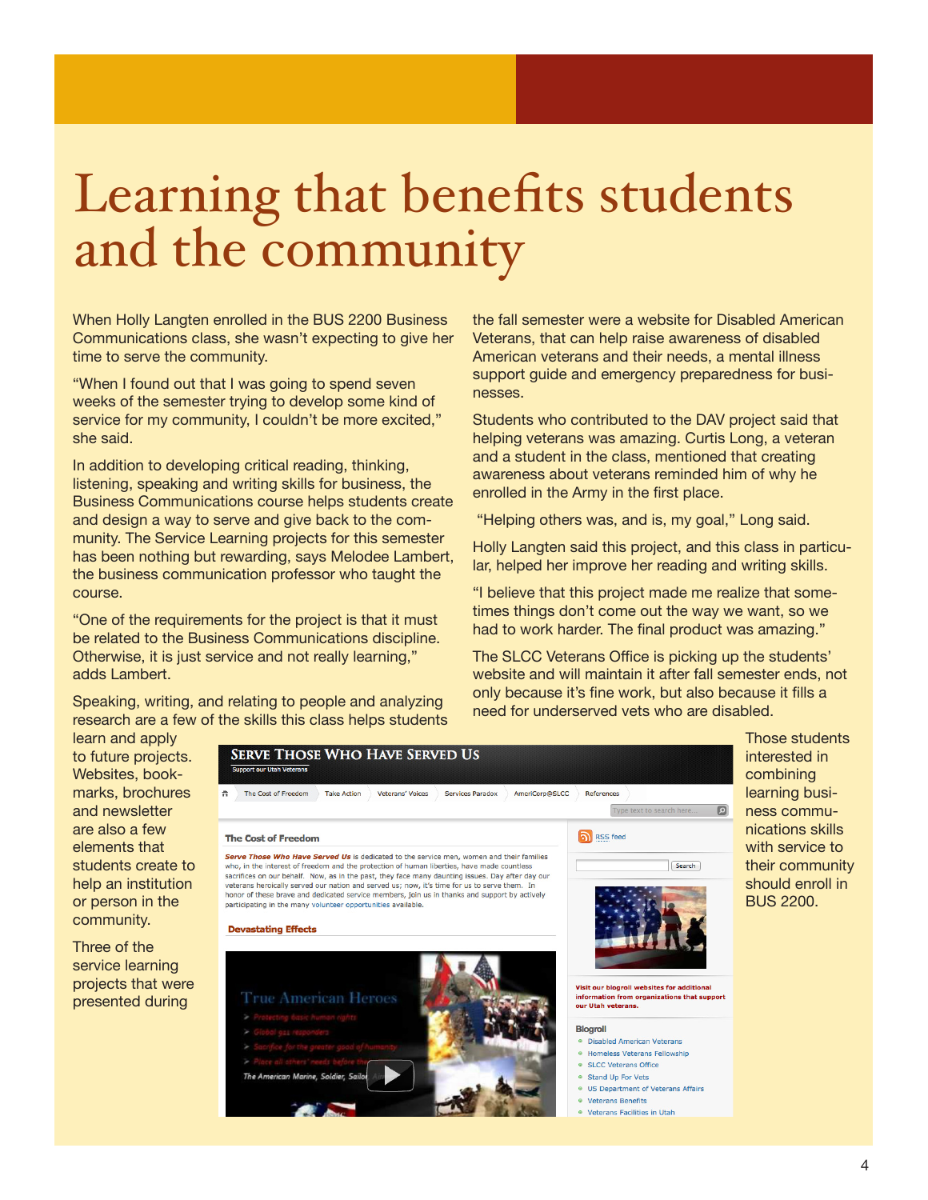# Learning that benefits students and the community

When Holly Langten enrolled in the BUS 2200 Business Communications class, she wasn't expecting to give her time to serve the community.

"When I found out that I was going to spend seven weeks of the semester trying to develop some kind of service for my community, I couldn't be more excited," she said.

In addition to developing critical reading, thinking, listening, speaking and writing skills for business, the Business Communications course helps students create and design a way to serve and give back to the community. The Service Learning projects for this semester has been nothing but rewarding, says Melodee Lambert, the business communication professor who taught the course.

"One of the requirements for the project is that it must be related to the Business Communications discipline. Otherwise, it is just service and not really learning," adds Lambert.

Speaking, writing, and relating to people and analyzing research are a few of the skills this class helps students learn and apply to future projects. Websites, bookmarks, brochures and newsletter are also a few elements that students create to help an institution or a person in the community.

Three of the service learning projects that were presented during the fall semester were a website for Disabled American Veterans, that can help raise awareness of disabled American veterans and their needs, a mental illness support guide and emergency preparedness for businesses.

Students who contributed to the DAV project said that helping veterans was amazing. Curtis Long, a veteran and a student in the class, mentioned that creating awareness about veterans reminded him of why he enrolled in the Army in the first place.

"Helping others was, and is, my goal," Long said.

Holly Langten said this project, and this class in particular, helped her improve her reading and writing skills.

"I believe that this project made me realize that sometimes things don't come out the way we want, so we had to work harder. The final product was amazing."

The SLCC Veterans Office is picking up the students' website and will maintain it after fall semester ends, not only because it's fine work, but also because it fills a need for underserved vets who are disabled.

Those students interested in combining learning business communications skills with service to their community should enroll in BUS 2200.